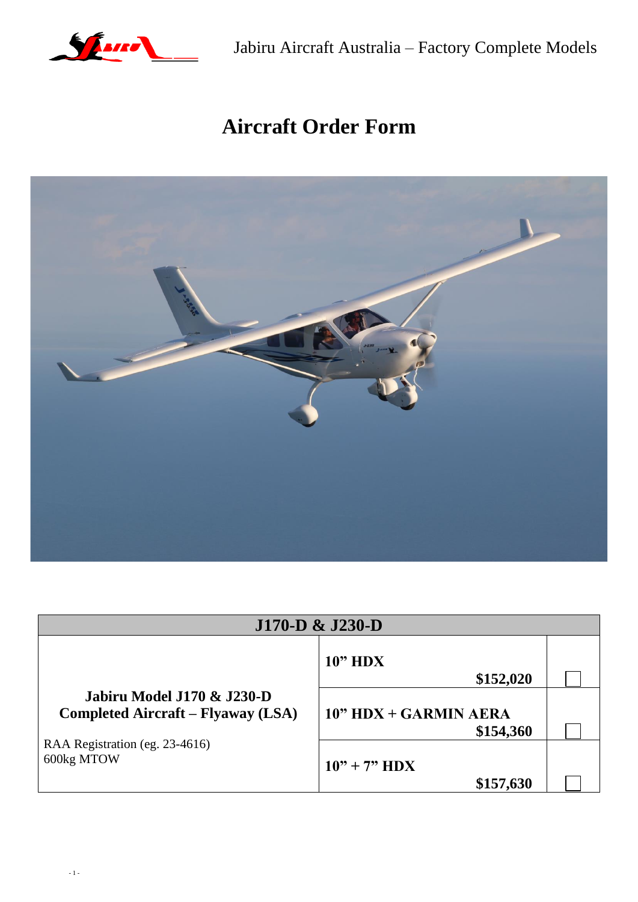Jabiru Aircraft Australia – Factory Complete Models

# Aircraft Order Form

| J170-D & J230-D | | |
|---|---|---|
| **Jabiru Model J170 & J230-D Completed Aircraft – Flyaway (LSA)**<br>RAA Registration (eg. 23-4616)<br>600kg MTOW | **10" HDX** **$152,020** | ☐ |
| | **10" HDX + GARMIN AERA** **$154,360** | ☐ |
| | **10" + 7" HDX** **$157,630** | ☐ |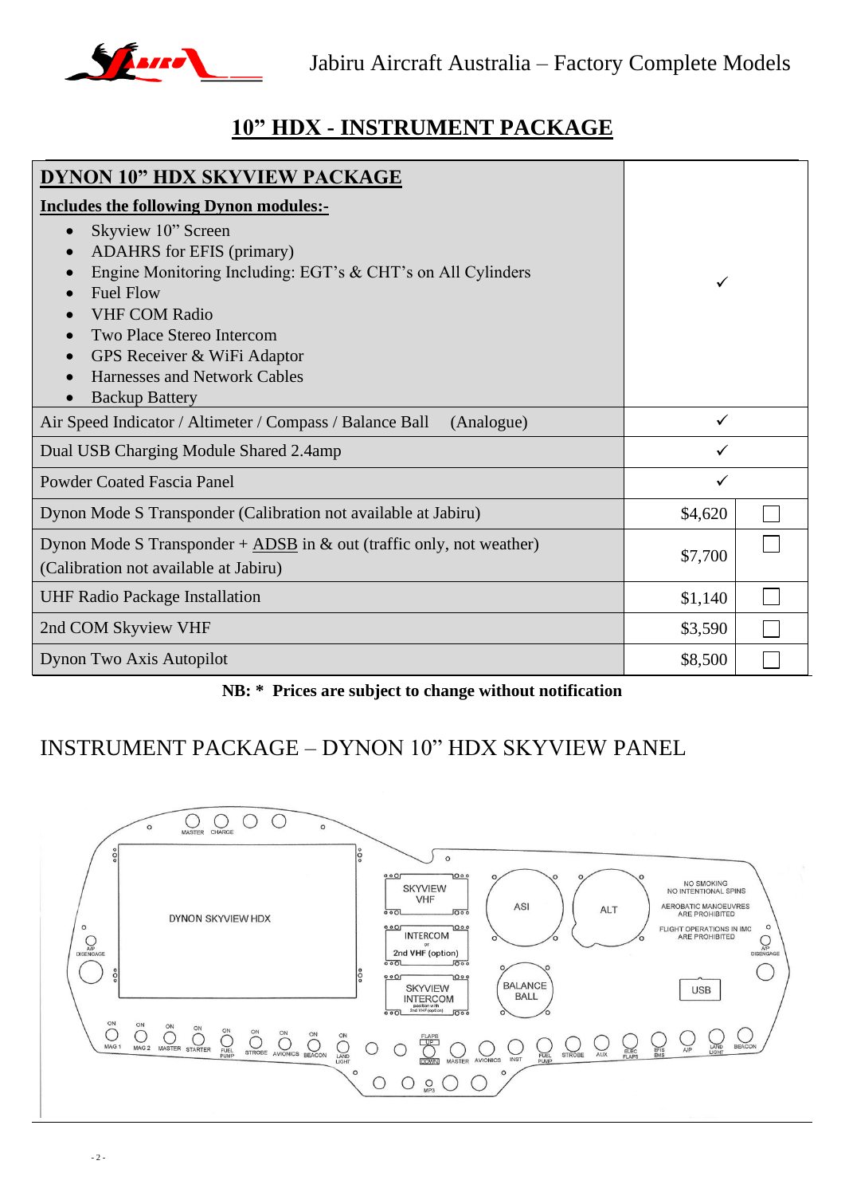# 10" HDX - INSTRUMENT PACKAGE

| **DYNON 10" HDX SKYVIEW PACKAGE**<br>**Includes the following Dynon modules:-**<br>• Skyview 10" Screen<br>• ADAHRS for EFIS (primary)<br>• Engine Monitoring Including: EGT's & CHT's on All Cylinders<br>• Fuel Flow<br>• VHF COM Radio<br>• Two Place Stereo Intercom<br>• GPS Receiver & WiFi Adaptor<br>• Harnesses and Network Cables<br>• Backup Battery | ✓ | |
|---|---|---|
| Air Speed Indicator / Altimeter / Compass / Balance Ball (Analogue) | ✓ | |
| Dual USB Charging Module Shared 2.4amp | ✓ | |
| Powder Coated Fascia Panel | ✓ | |
| Dynon Mode S Transponder (Calibration not available at Jabiru) | $4,620 | ☐ |
| Dynon Mode S Transponder + ADSB in & out (traffic only, not weather) (Calibration not available at Jabiru) | $7,700 | ☐ |
| UHF Radio Package Installation | $1,140 | ☐ |
| 2nd COM Skyview VHF | $3,590 | ☐ |
| Dynon Two Axis Autopilot | $8,500 | ☐ |

**NB: \* Prices are subject to change without notification**

## INSTRUMENT PACKAGE – DYNON 10" HDX SKYVIEW PANEL

MASTER CHARGE

DYNON SKYVIEW HDX

SKYVIEW VHF

INTERCOM or 2nd VHF (option)

SKYVIEW INTERCOM position with 2nd VHF (option)

ASI

ALT

BALANCE BALL

NO SMOKING
NO INTENTIONAL SPINS
AEROBATIC MANOEUVRES ARE PROHIBITED
FLIGHT OPERATIONS IN IMC ARE PROHIBITED

USB

A/P DISENGAGE

A/P DISENGAGE

MAG 1, MAG 2, MASTER, STARTER, FUEL PUMP, STROBE, AVIONICS, BEACON, LAND LIGHT

FLAPS UP / DOWN, MASTER, AVIONICS, INST, FUEL PUMP, STROBE, AUX, ELEC FLAPS, EFIS EMS, A/P, LAND LIGHT, BEACON

MP3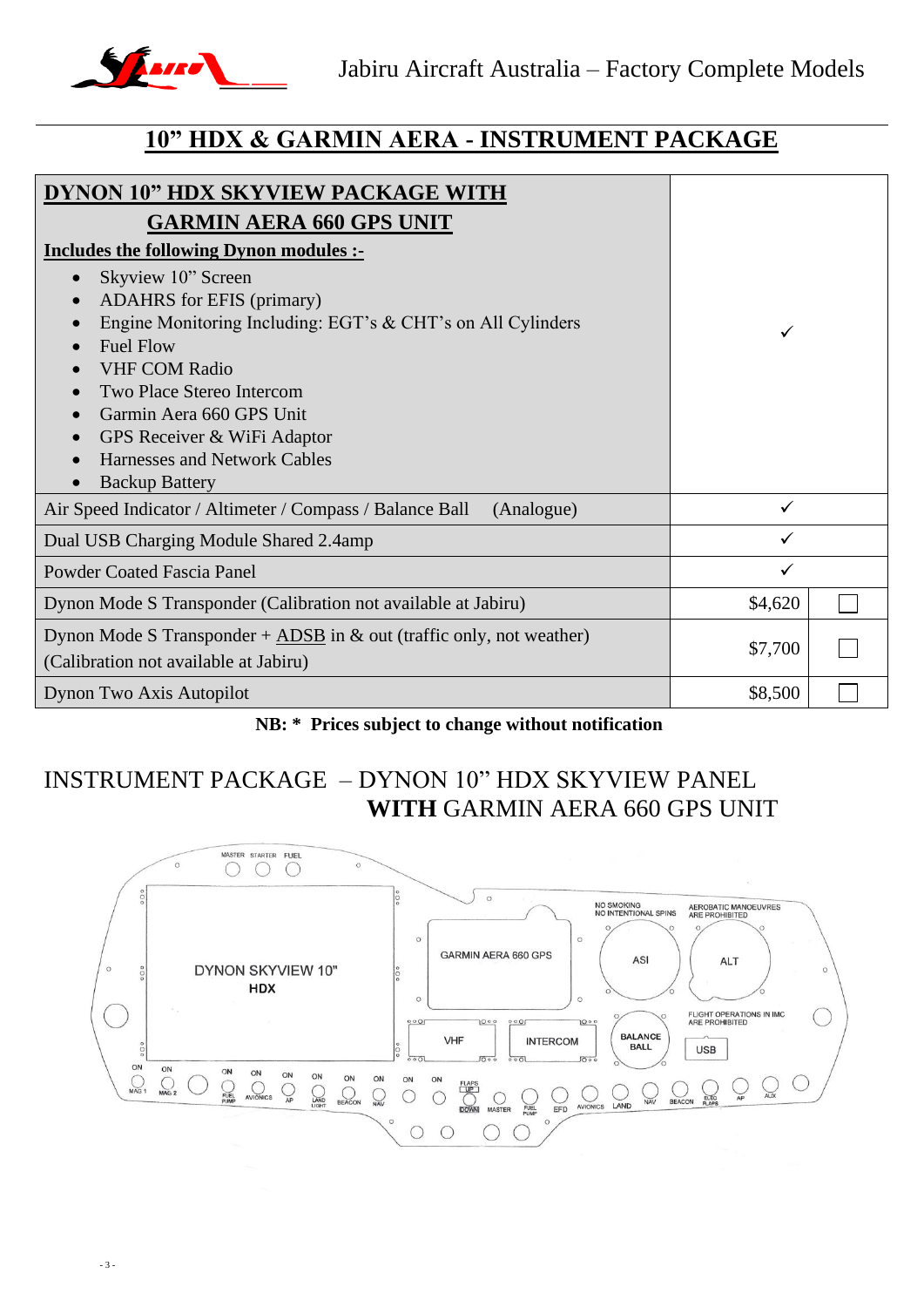## 10" HDX & GARMIN AERA - INSTRUMENT PACKAGE

| Item | Price | Select |
|---|---|---|
| **DYNON 10" HDX SKYVIEW PACKAGE WITH GARMIN AERA 660 GPS UNIT**<br>**Includes the following Dynon modules :-**<br>• Skyview 10" Screen<br>• ADAHRS for EFIS (primary)<br>• Engine Monitoring Including: EGT's & CHT's on All Cylinders<br>• Fuel Flow<br>• VHF COM Radio<br>• Two Place Stereo Intercom<br>• Garmin Aera 660 GPS Unit<br>• GPS Receiver & WiFi Adaptor<br>• Harnesses and Network Cables<br>• Backup Battery | ✓ | |
| Air Speed Indicator / Altimeter / Compass / Balance Ball (Analogue) | ✓ | |
| Dual USB Charging Module Shared 2.4amp | ✓ | |
| Powder Coated Fascia Panel | ✓ | |
| Dynon Mode S Transponder (Calibration not available at Jabiru) | $4,620 | ☐ |
| Dynon Mode S Transponder + ADSB in & out (traffic only, not weather) (Calibration not available at Jabiru) | $7,700 | ☐ |
| Dynon Two Axis Autopilot | $8,500 | ☐ |

**NB: * Prices subject to change without notification**

## INSTRUMENT PACKAGE – DYNON 10" HDX SKYVIEW PANEL **WITH** GARMIN AERA 660 GPS UNIT

MASTER STARTER FUEL

DYNON SKYVIEW 10" HDX

GARMIN AERA 660 GPS

NO SMOKING
NO INTENTIONAL SPINS

AEROBATIC MANOEUVRES ARE PROHIBITED

ASI

ALT

VHF

INTERCOM

BALANCE BALL

FLIGHT OPERATIONS IN IMC ARE PROHIBITED

USB

ON ON ON ON ON ON ON ON ON ON

MAG 1 MAG 2 FUEL PUMP AVIONICS AP LAND LIGHT BEACON NAV FLAPS UP DOWN MASTER FUEL PUMP EFD AVIONICS LAND NAV BEACON ELEC FLAPS AP AUX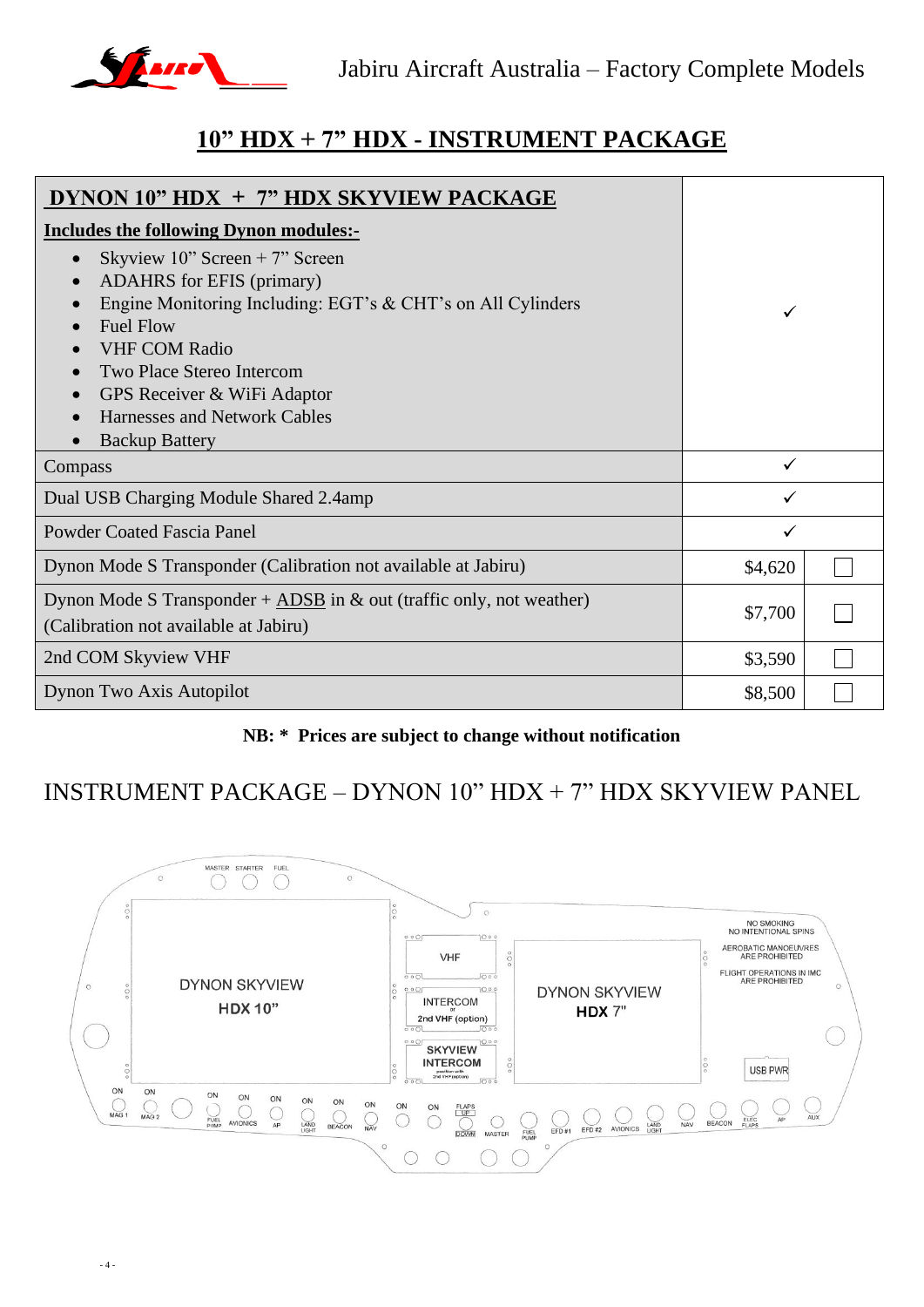# 10” HDX + 7” HDX - INSTRUMENT PACKAGE

| DYNON 10” HDX + 7” HDX SKYVIEW PACKAGE | | |
|---|---|---|
| **Includes the following Dynon modules:-**<br>• Skyview 10” Screen + 7” Screen<br>• ADAHRS for EFIS (primary)<br>• Engine Monitoring Including: EGT’s & CHT’s on All Cylinders<br>• Fuel Flow<br>• VHF COM Radio<br>• Two Place Stereo Intercom<br>• GPS Receiver & WiFi Adaptor<br>• Harnesses and Network Cables<br>• Backup Battery | ✓ | |
| Compass | ✓ | |
| Dual USB Charging Module Shared 2.4amp | ✓ | |
| Powder Coated Fascia Panel | ✓ | |
| Dynon Mode S Transponder (Calibration not available at Jabiru) | $4,620 | ☐ |
| Dynon Mode S Transponder + ADSB in & out (traffic only, not weather) (Calibration not available at Jabiru) | $7,700 | ☐ |
| 2nd COM Skyview VHF | $3,590 | ☐ |
| Dynon Two Axis Autopilot | $8,500 | ☐ |

**NB: * Prices are subject to change without notification**

## INSTRUMENT PACKAGE – DYNON 10” HDX + 7” HDX SKYVIEW PANEL

MASTER STARTER FUEL

DYNON SKYVIEW HDX 10”

VHF

INTERCOM or 2nd VHF (option)

SKYVIEW INTERCOM

DYNON SKYVIEW HDX 7”

NO SMOKING
NO INTENTIONAL SPINS
AEROBATIC MANOEUVRES ARE PROHIBITED
FLIGHT OPERATIONS IN IMC ARE PROHIBITED

USB PWR

MAG 1, MAG 2, FUEL PUMP, AVIONICS, AP, LAND LIGHT, BEACON, NAV, FLAPS UP/DOWN, MASTER, FUEL PUMP, EFD #1, EFD #2, AVIONICS, LAND LIGHT, NAV, BEACON, ELEC FLAPS, AP, AUX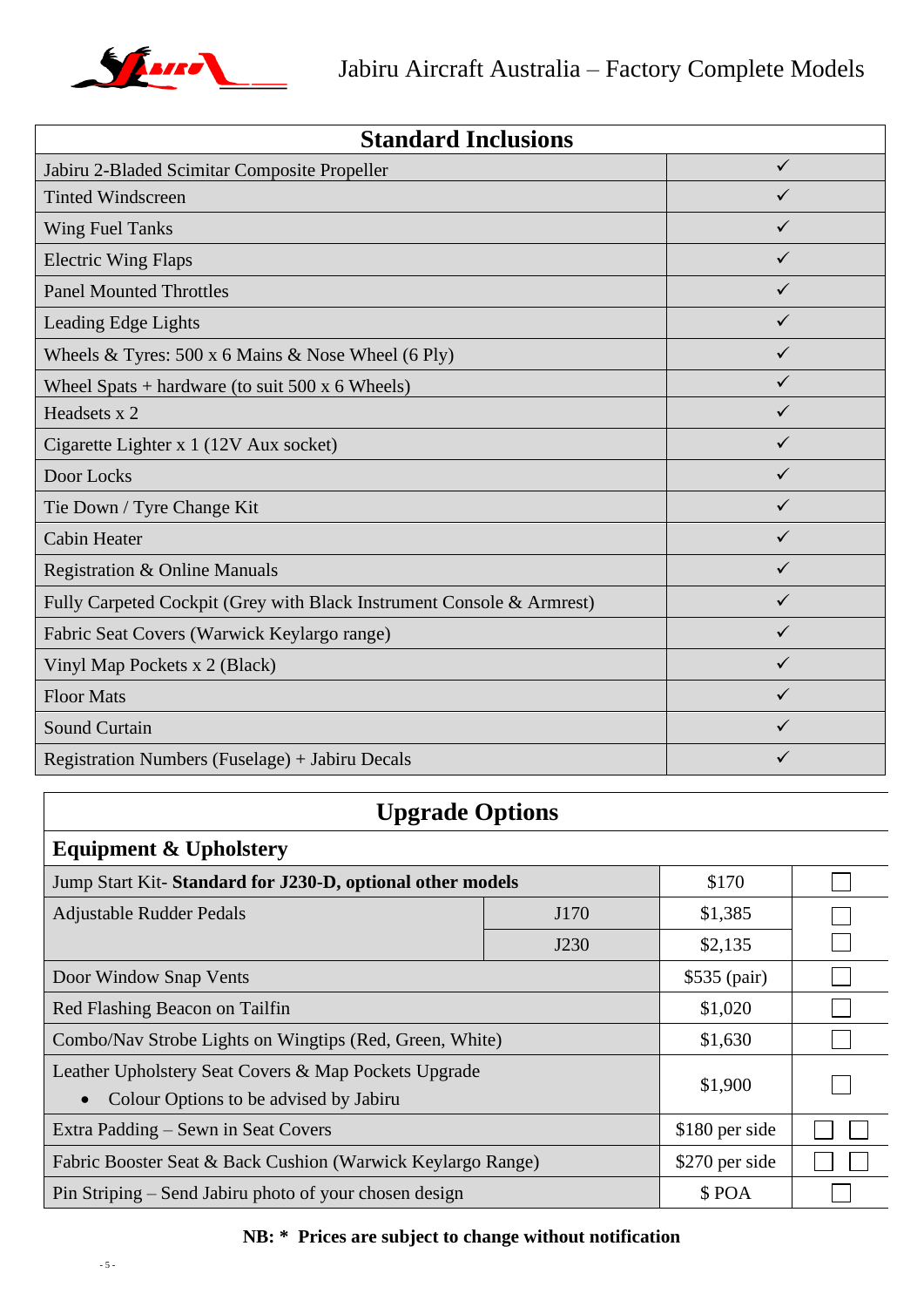# Jabiru Aircraft Australia – Factory Complete Models

| Standard Inclusions | |
|---|---|
| Jabiru 2-Bladed Scimitar Composite Propeller | ✓ |
| Tinted Windscreen | ✓ |
| Wing Fuel Tanks | ✓ |
| Electric Wing Flaps | ✓ |
| Panel Mounted Throttles | ✓ |
| Leading Edge Lights | ✓ |
| Wheels & Tyres: 500 x 6 Mains & Nose Wheel (6 Ply) | ✓ |
| Wheel Spats + hardware (to suit 500 x 6 Wheels) | ✓ |
| Headsets x 2 | ✓ |
| Cigarette Lighter x 1 (12V Aux socket) | ✓ |
| Door Locks | ✓ |
| Tie Down / Tyre Change Kit | ✓ |
| Cabin Heater | ✓ |
| Registration & Online Manuals | ✓ |
| Fully Carpeted Cockpit (Grey with Black Instrument Console & Armrest) | ✓ |
| Fabric Seat Covers (Warwick Keylargo range) | ✓ |
| Vinyl Map Pockets x 2 (Black) | ✓ |
| Floor Mats | ✓ |
| Sound Curtain | ✓ |
| Registration Numbers (Fuselage) + Jabiru Decals | ✓ |

## Upgrade Options

| Equipment & Upholstery | | | |
|---|---|---|---|
| Jump Start Kit- **Standard for J230-D, optional other models** | | $170 | ☐ |
| Adjustable Rudder Pedals | J170 | $1,385 | ☐ |
| | J230 | $2,135 | ☐ |
| Door Window Snap Vents | | $535 (pair) | ☐ |
| Red Flashing Beacon on Tailfin | | $1,020 | ☐ |
| Combo/Nav Strobe Lights on Wingtips (Red, Green, White) | | $1,630 | ☐ |
| Leather Upholstery Seat Covers & Map Pockets Upgrade<br>• Colour Options to be advised by Jabiru | | $1,900 | ☐ |
| Extra Padding – Sewn in Seat Covers | | $180 per side | ☐ ☐ |
| Fabric Booster Seat & Back Cushion (Warwick Keylargo Range) | | $270 per side | ☐ ☐ |
| Pin Striping – Send Jabiru photo of your chosen design | | $ POA | ☐ |

**NB: \* Prices are subject to change without notification**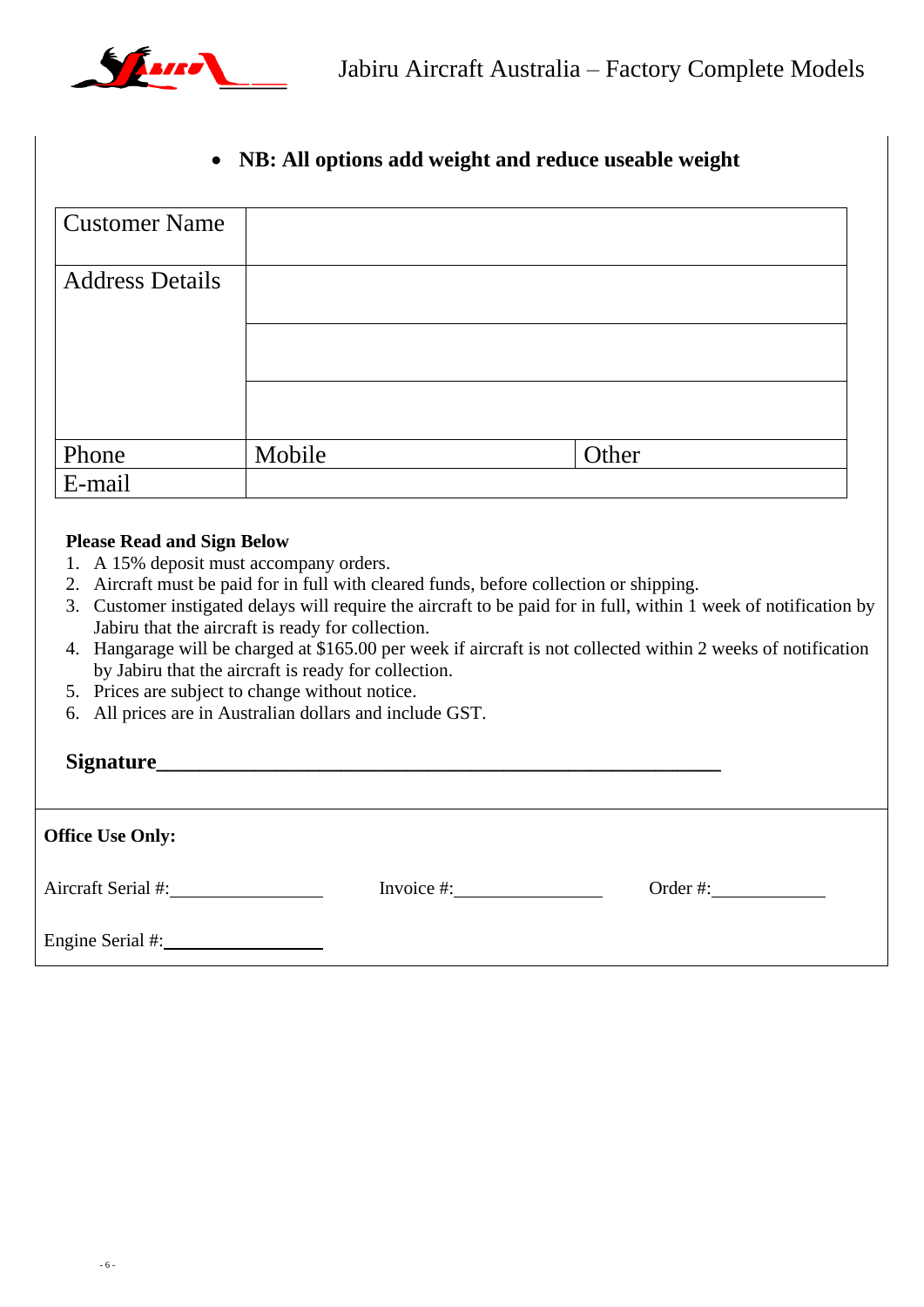- **NB: All options add weight and reduce useable weight**

| | | |
|---|---|---|
| Customer Name | | |
| Address Details | | |
| | | |
| | | |
| Phone | Mobile | Other |
| E-mail | | |

**Please Read and Sign Below**

1. A 15% deposit must accompany orders.
2. Aircraft must be paid for in full with cleared funds, before collection or shipping.
3. Customer instigated delays will require the aircraft to be paid for in full, within 1 week of notification by Jabiru that the aircraft is ready for collection.
4. Hangarage will be charged at $165.00 per week if aircraft is not collected within 2 weeks of notification by Jabiru that the aircraft is ready for collection.
5. Prices are subject to change without notice.
6. All prices are in Australian dollars and include GST.

**Signature**______________________________________________________

**Office Use Only:**

Aircraft Serial #:________________ Invoice #:________________ Order #:____________

Engine Serial #:_________________